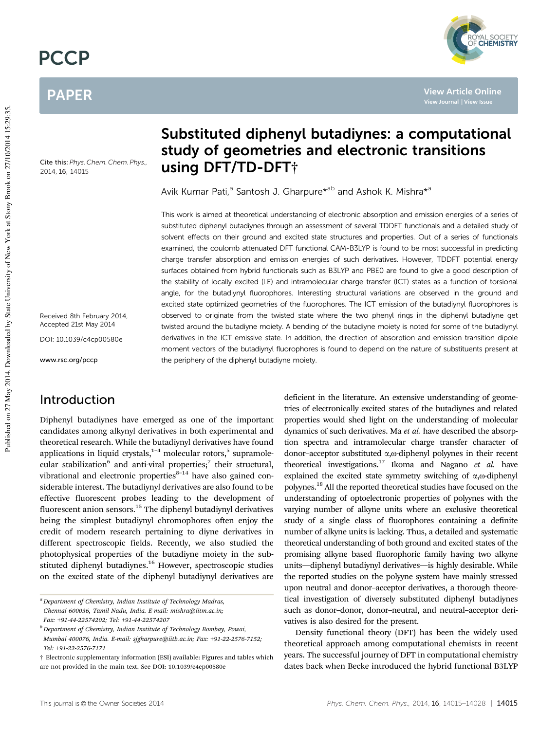# Substituted diphenyl butadiynes: a computational study of geometries and electronic transitions using DFT/TD-DFT†

Avik Kumar Pati,[a] Santosh J. Gharpure*[ab] and Ashok K. Mishra*[a]

Cite this: *Phys. Chem. Chem. Phys.*, 2014, **16**, 14015

Received 8th February 2014, Accepted 21st May 2014

DOI: 10.1039/c4cp00580e

www.rsc.org/pccp

This work is aimed at theoretical understanding of electronic absorption and emission energies of a series of substituted diphenyl butadiynes through an assessment of several TDDFT functionals and a detailed study of solvent effects on their ground and excited state structures and properties. Out of a series of functionals examined, the coulomb attenuated DFT functional CAM-B3LYP is found to be most successful in predicting charge transfer absorption and emission energies of such derivatives. However, TDDFT potential energy surfaces obtained from hybrid functionals such as B3LYP and PBE0 are found to give a good description of the stability of locally excited (LE) and intramolecular charge transfer (ICT) states as a function of torsional angle, for the butadiynyl fluorophores. Interesting structural variations are observed in the ground and excited state optimized geometries of the fluorophores. The ICT emission of the butadiynyl fluorophores is observed to originate from the twisted state where the two phenyl rings in the diphenyl butadiyne get twisted around the butadiyne moiety. A bending of the butadiyne moiety is noted for some of the butadiynyl derivatives in the ICT emissive state. In addition, the direction of absorption and emission transition dipole moment vectors of the butadiynyl fluorophores is found to depend on the nature of substituents present at the periphery of the diphenyl butadiyne moiety.

## Introduction

Diphenyl butadiynes have emerged as one of the important candidates among alkynyl derivatives in both experimental and theoretical research. While the butadiynyl derivatives have found applications in liquid crystals,[1–4] molecular rotors,[5] supramolecular stabilization[6] and anti-viral properties;[7] their structural, vibrational and electronic properties[8–14] have also gained considerable interest. The butadiynyl derivatives are also found to be effective fluorescent probes leading to the development of fluorescent anion sensors.[15] The diphenyl butadiynyl derivatives being the simplest butadiynyl chromophores often enjoy the credit of modern research pertaining to diyne derivatives in different spectroscopic fields. Recently, we also studied the photophysical properties of the butadiyne moiety in the substituted diphenyl butadiynes.[16] However, spectroscopic studies on the excited state of the diphenyl butadiynyl derivatives are deficient in the literature. An extensive understanding of geometries of electronically excited states of the butadiynes and related properties would shed light on the understanding of molecular dynamics of such derivatives. Ma *et al.* have described the absorption spectra and intramolecular charge transfer character of donor–acceptor substituted α,ω-diphenyl polyynes in their recent theoretical investigations.[17] Ikoma and Nagano *et al.* have explained the excited state symmetry switching of α,ω-diphenyl polyynes.[18] All the reported theoretical studies have focused on the understanding of optoelectronic properties of polyynes with the varying number of alkyne units where an exclusive theoretical study of a single class of fluorophores containing a definite number of alkyne units is lacking. Thus, a detailed and systematic theoretical understanding of both ground and excited states of the promising alkyne based fluorophoric family having two alkyne units—diphenyl butadiynyl derivatives—is highly desirable. While the reported studies on the polyyne system have mainly stressed upon neutral and donor–acceptor derivatives, a thorough theoretical investigation of diversely substituted diphenyl butadiynes such as donor–donor, donor–neutral, and neutral–acceptor derivatives is also desired for the present.

Density functional theory (DFT) has been the widely used theoretical approach among computational chemists in recent years. The successful journey of DFT in computational chemistry dates back when Becke introduced the hybrid functional B3LYP

---

[a] Department of Chemistry, Indian Institute of Technology Madras, Chennai 600036, Tamil Nadu, India. E-mail: mishra@iitm.ac.in; Fax: +91-44-22574202; Tel: +91-44-22574207

[b] Department of Chemistry, Indian Institute of Technology Bombay, Powai, Mumbai 400076, India. E-mail: sjgharpure@iitb.ac.in; Fax: +91-22-2576-7152; Tel: +91-22-2576-7171

† Electronic supplementary information (ESI) available: Figures and tables which are not provided in the main text. See DOI: 10.1039/c4cp00580e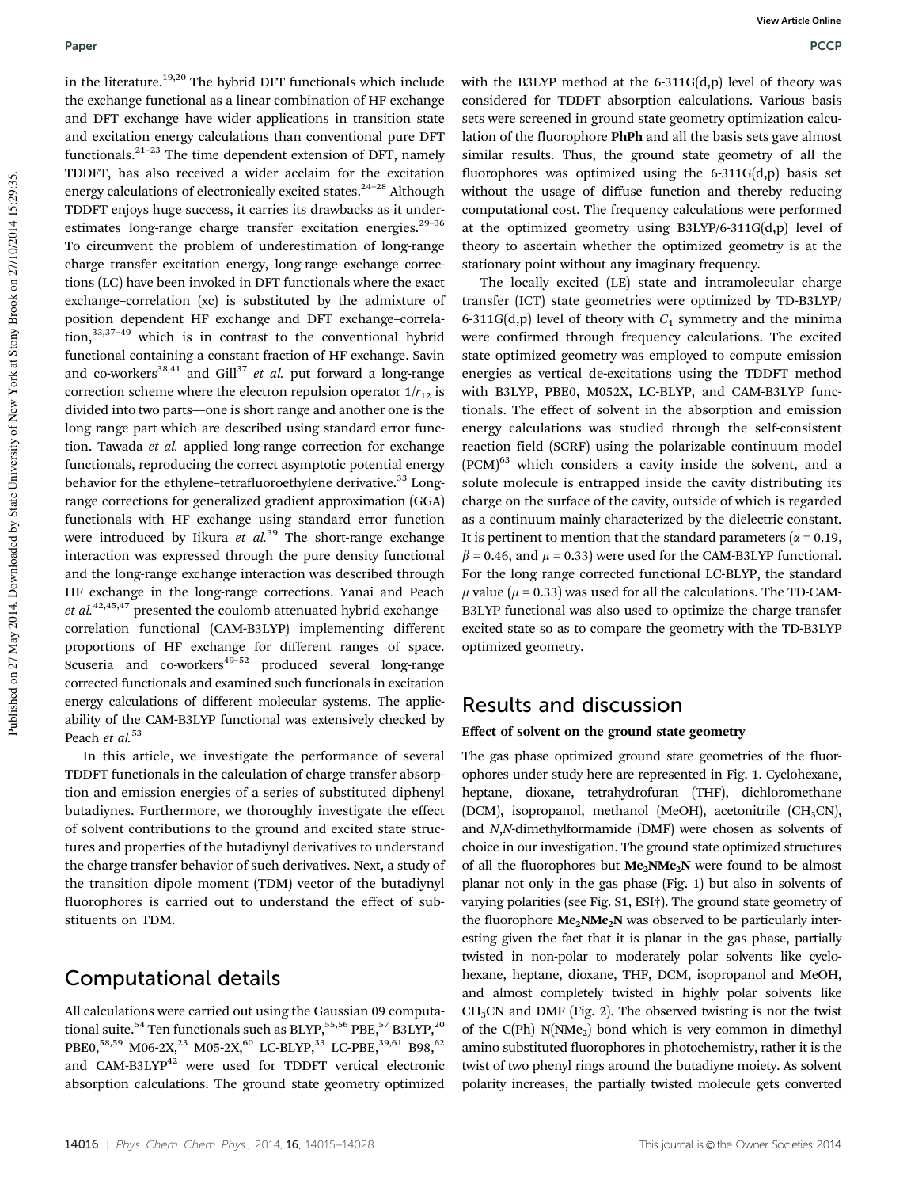in the literature.[19,20] The hybrid DFT functionals which include the exchange functional as a linear combination of HF exchange and DFT exchange have wider applications in transition state and excitation energy calculations than conventional pure DFT functionals.[21–23] The time dependent extension of DFT, namely TDDFT, has also received a wider acclaim for the excitation energy calculations of electronically excited states.[24–28] Although TDDFT enjoys huge success, it carries its drawbacks as it underestimates long-range charge transfer excitation energies.[29–36] To circumvent the problem of underestimation of long-range charge transfer excitation energy, long-range exchange corrections (LC) have been invoked in DFT functionals where the exact exchange–correlation (xc) is substituted by the admixture of position dependent HF exchange and DFT exchange–correlation,[33,37–49] which is in contrast to the conventional hybrid functional containing a constant fraction of HF exchange. Savin and co-workers[38,41] and Gill[37] *et al.* put forward a long-range correction scheme where the electron repulsion operator $1/r_{12}$ is divided into two parts—one is short range and another one is the long range part which are described using standard error function. Tawada *et al.* applied long-range correction for exchange functionals, reproducing the correct asymptotic potential energy behavior for the ethylene–tetrafluoroethylene derivative.[33] Long-range corrections for generalized gradient approximation (GGA) functionals with HF exchange using standard error function were introduced by Iikura *et al.*[39] The short-range exchange interaction was expressed through the pure density functional and the long-range exchange interaction was described through HF exchange in the long-range corrections. Yanai and Peach *et al.*[42,45,47] presented the coulomb attenuated hybrid exchange–correlation functional (CAM-B3LYP) implementing different proportions of HF exchange for different ranges of space. Scuseria and co-workers[49–52] produced several long-range corrected functionals and examined such functionals in excitation energy calculations of different molecular systems. The applicability of the CAM-B3LYP functional was extensively checked by Peach *et al.*[53]

In this article, we investigate the performance of several TDDFT functionals in the calculation of charge transfer absorption and emission energies of a series of substituted diphenyl butadiynes. Furthermore, we thoroughly investigate the effect of solvent contributions to the ground and excited state structures and properties of the butadiynyl derivatives to understand the charge transfer behavior of such derivatives. Next, a study of the transition dipole moment (TDM) vector of the butadiynyl fluorophores is carried out to understand the effect of substituents on TDM.

## Computational details

All calculations were carried out using the Gaussian 09 computational suite.[54] Ten functionals such as BLYP,[55,56] PBE,[57] B3LYP,[20] PBE0,[58,59] M06-2X,[23] M05-2X,[60] LC-BLYP,[33] LC-PBE,[39,61] B98,[62] and CAM-B3LYP[42] were used for TDDFT vertical electronic absorption calculations. The ground state geometry optimized with the B3LYP method at the 6-311G(d,p) level of theory was considered for TDDFT absorption calculations. Various basis sets were screened in ground state geometry optimization calculation of the fluorophore **PhPh** and all the basis sets gave almost similar results. Thus, the ground state geometry of all the fluorophores was optimized using the 6-311G(d,p) basis set without the usage of diffuse function and thereby reducing computational cost. The frequency calculations were performed at the optimized geometry using B3LYP/6-311G(d,p) level of theory to ascertain whether the optimized geometry is at the stationary point without any imaginary frequency.

The locally excited (LE) state and intramolecular charge transfer (ICT) state geometries were optimized by TD-B3LYP/6-311G(d,p) level of theory with $C_1$ symmetry and the minima were confirmed through frequency calculations. The excited state optimized geometry was employed to compute emission energies as vertical de-excitations using the TDDFT method with B3LYP, PBE0, M052X, LC-BLYP, and CAM-B3LYP functionals. The effect of solvent in the absorption and emission energy calculations was studied through the self-consistent reaction field (SCRF) using the polarizable continuum model (PCM)[63] which considers a cavity inside the solvent, and a solute molecule is entrapped inside the cavity distributing its charge on the surface of the cavity, outside of which is regarded as a continuum mainly characterized by the dielectric constant. It is pertinent to mention that the standard parameters ($\alpha = 0.19$, $\beta = 0.46$, and $\mu = 0.33$) were used for the CAM-B3LYP functional. For the long range corrected functional LC-BLYP, the standard $\mu$ value ($\mu = 0.33$) was used for all the calculations. The TD-CAM-B3LYP functional was also used to optimize the charge transfer excited state so as to compare the geometry with the TD-B3LYP optimized geometry.

## Results and discussion

### Effect of solvent on the ground state geometry

The gas phase optimized ground state geometries of the fluorophores under study here are represented in Fig. 1. Cyclohexane, heptane, dioxane, tetrahydrofuran (THF), dichloromethane (DCM), isopropanol, methanol (MeOH), acetonitrile ($CH_3CN$), and *N*,*N*-dimethylformamide (DMF) were chosen as solvents of choice in our investigation. The ground state optimized structures of all the fluorophores but $\mathbf{Me_2NMe_2N}$ were found to be almost planar not only in the gas phase (Fig. 1) but also in solvents of varying polarities (see Fig. S1, ESI†). The ground state geometry of the fluorophore $\mathbf{Me_2NMe_2N}$ was observed to be particularly interesting given the fact that it is planar in the gas phase, partially twisted in non-polar to moderately polar solvents like cyclohexane, heptane, dioxane, THF, DCM, isopropanol and MeOH, and almost completely twisted in highly polar solvents like $CH_3CN$ and DMF (Fig. 2). The observed twisting is not the twist of the C(Ph)–N($NMe_2$) bond which is very common in dimethyl amino substituted fluorophores in photochemistry, rather it is the twist of two phenyl rings around the butadiyne moiety. As solvent polarity increases, the partially twisted molecule gets converted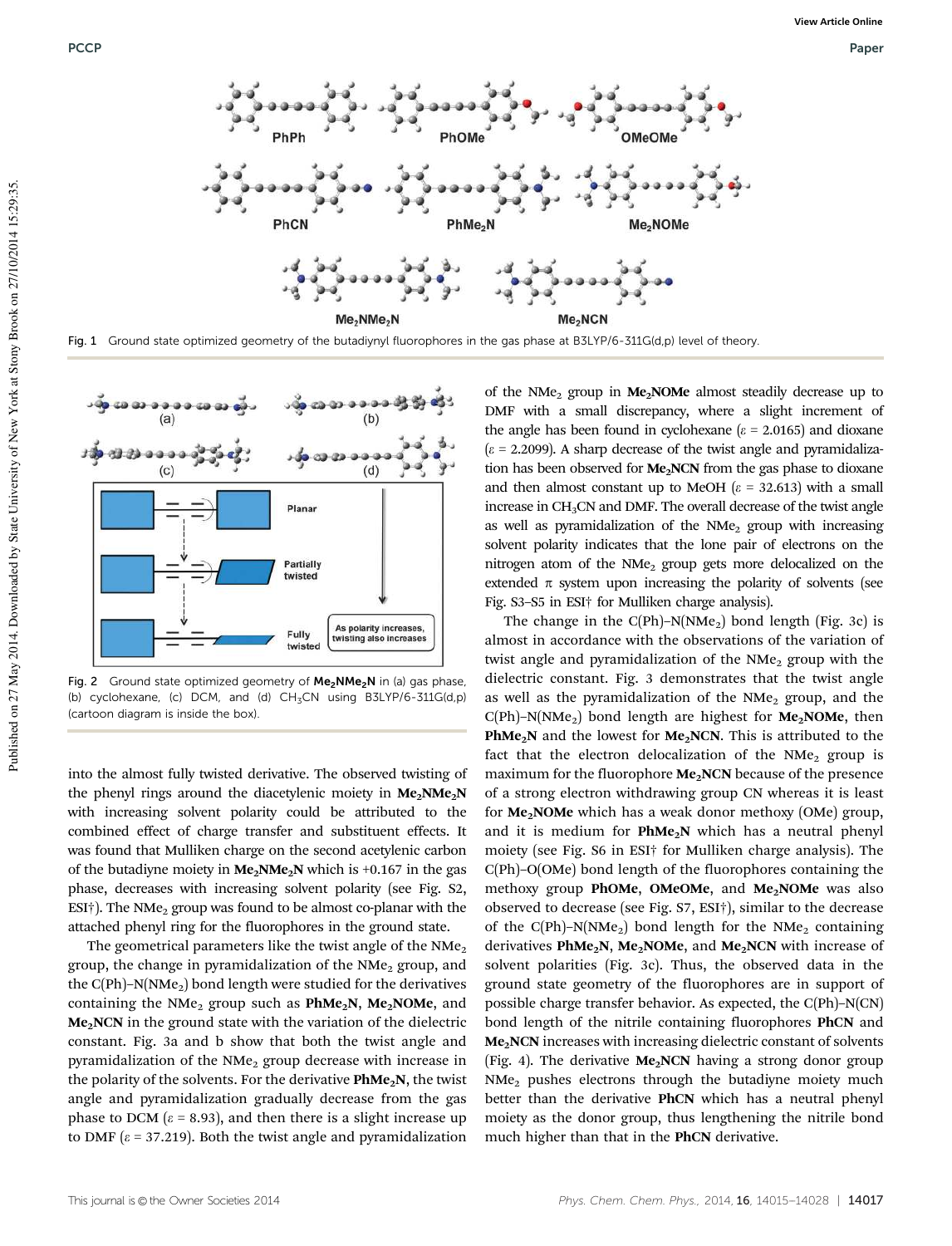Fig. 1 Ground state optimized geometry of the butadiynyl fluorophores in the gas phase at B3LYP/6-311G(d,p) level of theory.

Fig. 2 Ground state optimized geometry of **$Me_2NMe_2N$** in (a) gas phase, (b) cyclohexane, (c) DCM, and (d) $CH_3CN$ using B3LYP/6-311G(d,p) (cartoon diagram is inside the box).

into the almost fully twisted derivative. The observed twisting of the phenyl rings around the diacetylenic moiety in **$Me_2NMe_2N$** with increasing solvent polarity could be attributed to the combined effect of charge transfer and substituent effects. It was found that Mulliken charge on the second acetylenic carbon of the butadiyne moiety in **$Me_2NMe_2N$** which is +0.167 in the gas phase, decreases with increasing solvent polarity (see Fig. S2, ESI†). The $NMe_2$ group was found to be almost co-planar with the attached phenyl ring for the fluorophores in the ground state.

The geometrical parameters like the twist angle of the $NMe_2$ group, the change in pyramidalization of the $NMe_2$ group, and the C(Ph)–N($NMe_2$) bond length were studied for the derivatives containing the $NMe_2$ group such as **$PhMe_2N$**, **$Me_2NOMe$**, and **$Me_2NCN$** in the ground state with the variation of the dielectric constant. Fig. 3a and b show that both the twist angle and pyramidalization of the $NMe_2$ group decrease with increase in the polarity of the solvents. For the derivative **$PhMe_2N$**, the twist angle and pyramidalization gradually decrease from the gas phase to DCM ($\varepsilon$ = 8.93), and then there is a slight increase up to DMF ($\varepsilon$ = 37.219). Both the twist angle and pyramidalization of the $NMe_2$ group in **$Me_2NOMe$** almost steadily decrease up to DMF with a small discrepancy, where a slight increment of the angle has been found in cyclohexane ($\varepsilon$ = 2.0165) and dioxane ($\varepsilon$ = 2.2099). A sharp decrease of the twist angle and pyramidalization has been observed for **$Me_2NCN$** from the gas phase to dioxane and then almost constant up to MeOH ($\varepsilon$ = 32.613) with a small increase in $CH_3CN$ and DMF. The overall decrease of the twist angle as well as pyramidalization of the $NMe_2$ group with increasing solvent polarity indicates that the lone pair of electrons on the nitrogen atom of the $NMe_2$ group gets more delocalized on the extended $\pi$ system upon increasing the polarity of solvents (see Fig. S3–S5 in ESI† for Mulliken charge analysis).

The change in the C(Ph)–N($NMe_2$) bond length (Fig. 3c) is almost in accordance with the observations of the variation of twist angle and pyramidalization of the $NMe_2$ group with the dielectric constant. Fig. 3 demonstrates that the twist angle as well as the pyramidalization of the $NMe_2$ group, and the C(Ph)–N($NMe_2$) bond length are highest for **$Me_2NOMe$**, then **$PhMe_2N$** and the lowest for **$Me_2NCN$**. This is attributed to the fact that the electron delocalization of the $NMe_2$ group is maximum for the fluorophore **$Me_2NCN$** because of the presence of a strong electron withdrawing group CN whereas it is least for **$Me_2NOMe$** which has a weak donor methoxy (OMe) group, and it is medium for **$PhMe_2N$** which has a neutral phenyl moiety (see Fig. S6 in ESI† for Mulliken charge analysis). The C(Ph)–O(OMe) bond length of the fluorophores containing the methoxy group **PhOMe**, **OMeOMe**, and **$Me_2NOMe$** was also observed to decrease (see Fig. S7, ESI†), similar to the decrease of the C(Ph)–N($NMe_2$) bond length for the $NMe_2$ containing derivatives **$PhMe_2N$**, **$Me_2NOMe$**, and **$Me_2NCN$** with increase of solvent polarities (Fig. 3c). Thus, the observed data in the ground state geometry of the fluorophores are in support of possible charge transfer behavior. As expected, the C(Ph)–N(CN) bond length of the nitrile containing fluorophores **PhCN** and **$Me_2NCN$** increases with increasing dielectric constant of solvents (Fig. 4). The derivative **$Me_2NCN$** having a strong donor group $NMe_2$ pushes electrons through the butadiyne moiety much better than the derivative **PhCN** which has a neutral phenyl moiety as the donor group, thus lengthening the nitrile bond much higher than that in the **PhCN** derivative.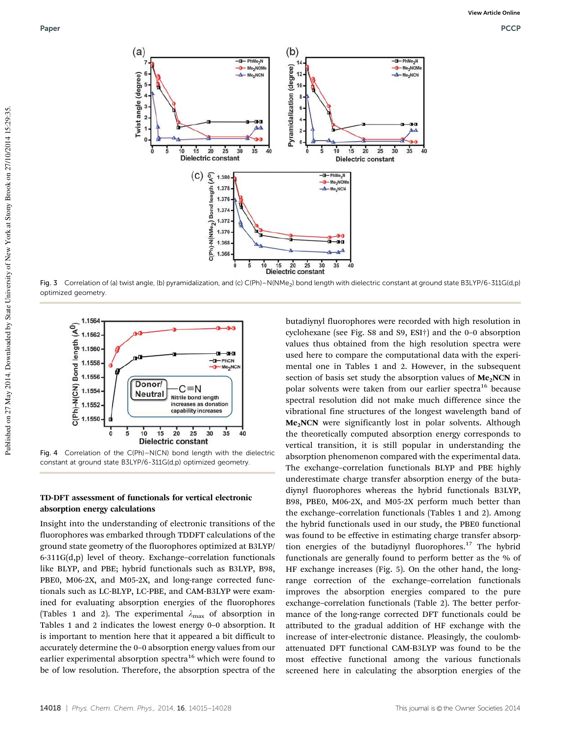Fig. 3 Correlation of (a) twist angle, (b) pyramidalization, and (c) C(Ph)–N(NMe$_2$) bond length with dielectric constant at ground state B3LYP/6-311G(d,p) optimized geometry.

Fig. 4 Correlation of the C(Ph)–N(CN) bond length with the dielectric constant at ground state B3LYP/6-311G(d,p) optimized geometry.

## TD-DFT assessment of functionals for vertical electronic absorption energy calculations

Insight into the understanding of electronic transitions of the fluorophores was embarked through TDDFT calculations of the ground state geometry of the fluorophores optimized at B3LYP/6-311G(d,p) level of theory. Exchange–correlation functionals like BLYP, and PBE; hybrid functionals such as B3LYP, B98, PBE0, M06-2X, and M05-2X, and long-range corrected functionals such as LC-BLYP, LC-PBE, and CAM-B3LYP were examined for evaluating absorption energies of the fluorophores (Tables 1 and 2). The experimental $\lambda_{max}$ of absorption in Tables 1 and 2 indicates the lowest energy 0–0 absorption. It is important to mention here that it appeared a bit difficult to accurately determine the 0–0 absorption energy values from our earlier experimental absorption spectra[16] which were found to be of low resolution. Therefore, the absorption spectra of the butadiynyl fluorophores were recorded with high resolution in cyclohexane (see Fig. S8 and S9, ESI†) and the 0–0 absorption values thus obtained from the high resolution spectra were used here to compare the computational data with the experimental one in Tables 1 and 2. However, in the subsequent section of basis set study the absorption values of **Me$_2$NCN** in polar solvents were taken from our earlier spectra[16] because spectral resolution did not make much difference since the vibrational fine structures of the longest wavelength band of **Me$_2$NCN** were significantly lost in polar solvents. Although the theoretically computed absorption energy corresponds to vertical transition, it is still popular in understanding the absorption phenomenon compared with the experimental data. The exchange–correlation functionals BLYP and PBE highly underestimate charge transfer absorption energy of the butadiynyl fluorophores whereas the hybrid functionals B3LYP, B98, PBE0, M06-2X, and M05-2X perform much better than the exchange–correlation functionals (Tables 1 and 2). Among the hybrid functionals used in our study, the PBE0 functional was found to be effective in estimating charge transfer absorption energies of the butadiynyl fluorophores.[17] The hybrid functionals are generally found to perform better as the % of HF exchange increases (Fig. 5). On the other hand, the long-range correction of the exchange–correlation functionals improves the absorption energies compared to the pure exchange–correlation functionals (Table 2). The better performance of the long-range corrected DFT functionals could be attributed to the gradual addition of HF exchange with the increase of inter-electronic distance. Pleasingly, the coulomb-attenuated DFT functional CAM-B3LYP was found to be the most effective functional among the various functionals screened here in calculating the absorption energies of the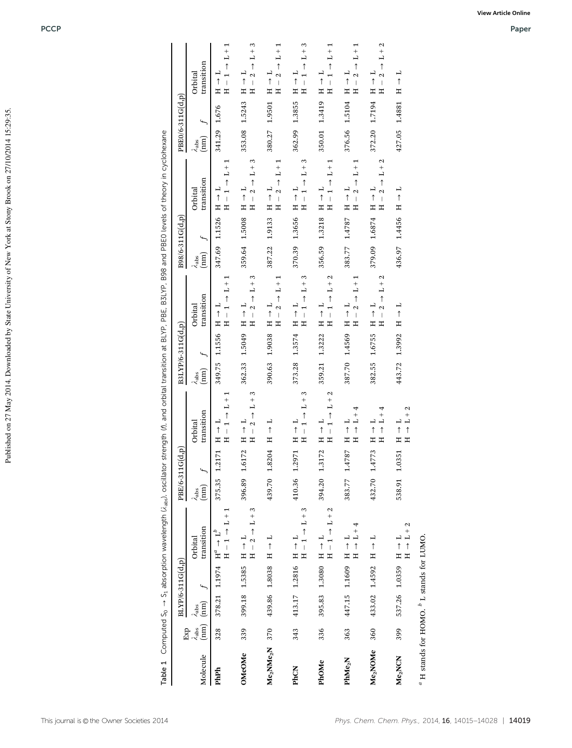**Table 1** Computed $S_0 \rightarrow S_1$ absorption wavelength ($\lambda_{abs}$), oscillator strength (*f*), and orbital transition at BLYP, PBE, B3LYP, B98 and PBE0 levels of theory in cyclohexane

| Molecule | Exp $\lambda_{abs}$ (nm) | BLYP/6-311G(d,p) $\lambda_{abs}$ (nm) | *f* | Orbital transition | PBE/6-311G(d,p) $\lambda_{abs}$ (nm) | *f* | Orbital transition | B3LYP/6-311G(d,p) $\lambda_{abs}$ (nm) | *f* | Orbital transition | B98/6-311G(d,p) $\lambda_{abs}$ (nm) | *f* | Orbital transition | PBE0/6-311G(d,p) $\lambda_{abs}$ (nm) | *f* | Orbital transition |
|---|---|---|---|---|---|---|---|---|---|---|---|---|---|---|---|---|
| **PhPh** | 328 | 378.21 | 1.1974 | H[a] → L[b]; H − 1 → L + 1 | 375.35 | 1.2171 | H → L; H − 1 → L + 1 | 349.75 | 1.1556 | H → L; H − 1 → L + 1 | 347.69 | 1.1526 | H → L; H − 1 → L + 1 | 341.29 | 1.676 | H → L; H − 1 → L + 1 |
| **OMeOMe** | 339 | 399.18 | 1.5385 | H → L; H − 2 → L + 3 | 396.89 | 1.6172 | H → L; H − 2 → L + 3 | 362.33 | 1.5049 | H → L; H − 2 → L + 3 | 359.64 | 1.5008 | H → L; H − 2 → L + 3 | 353.08 | 1.5243 | H → L; H − 2 → L + 3 |
| **$Me_2NMe_2N$** | 370 | 439.86 | 1.8038 | H → L | 439.70 | 1.8204 | H → L | 390.63 | 1.9038 | H → L; H − 2 → L + 1 | 387.22 | 1.9133 | H → L; H − 2 → L + 1 | 380.27 | 1.9501 | H → L; H − 2 → L + 1 |
| **PhCN** | 343 | 413.17 | 1.2816 | H → L; H − 1 → L + 3 | 410.36 | 1.2971 | H → L; H − 1 → L + 3 | 373.28 | 1.3574 | H → L; H − 1 → L + 3 | 370.39 | 1.3656 | H → L; H − 1 → L + 3 | 362.99 | 1.3855 | H → L; H − 1 → L + 3 |
| **PhOMe** | 336 | 395.83 | 1.3080 | H → L; H − 1 → L + 2 | 394.20 | 1.3172 | H → L; H − 1 → L + 2 | 359.21 | 1.3222 | H → L; H − 1 → L + 2 | 356.59 | 1.3218 | H → L; H − 1 → L + 1 | 350.01 | 1.3419 | H → L; H − 1 → L + 1 |
| **$PhMe_2N$** | 363 | 447.15 | 1.1609 | H → L; H → L + 4 | 383.77 | 1.4787 | H → L; H → L + 4 | 387.70 | 1.4569 | H → L; H − 2 → L + 1 | 383.77 | 1.4787 | H → L; H − 2 → L + 1 | 376.56 | 1.5104 | H → L; H − 2 → L + 1 |
| **$Me_2NOMe$** | 360 | 433.02 | 1.4592 | H → L | 432.70 | 1.4773 | H → L; H → L + 4 | 382.55 | 1.6755 | H → L; H − 2 → L + 2 | 379.09 | 1.6874 | H → L; H − 2 → L + 2 | 372.20 | 1.7194 | H → L; H − 2 → L + 2 |
| **$Me_2NCN$** | 399 | 537.26 | 1.0359 | H → L; H → L + 2 | 538.91 | 1.0351 | H → L; H → L + 2 | 443.72 | 1.3992 | H → L | 436.97 | 1.4456 | H → L | 427.05 | 1.4881 | H → L |

[a] H stands for HOMO. [b] L stands for LUMO.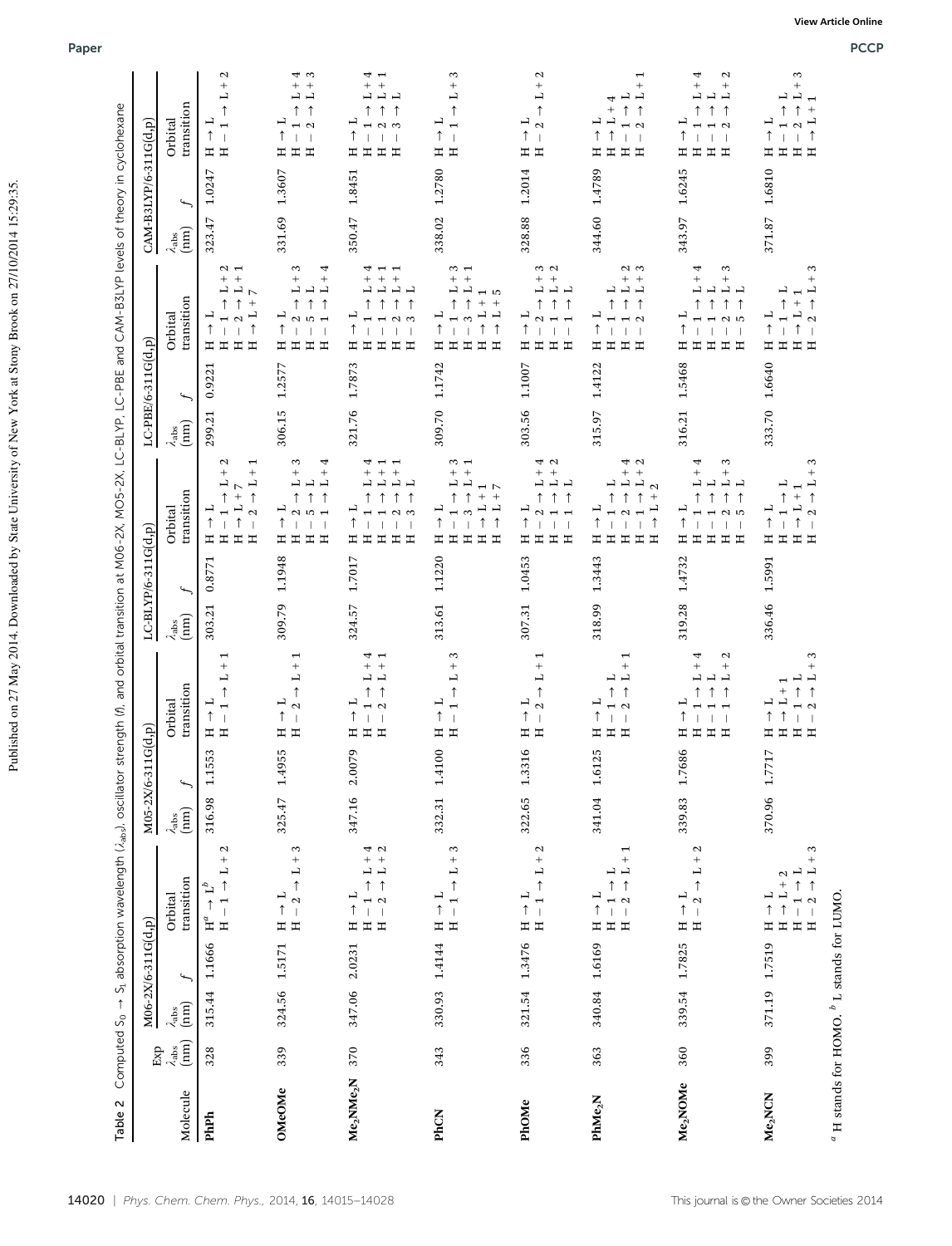**Table 2** Computed $S_0 \rightarrow S_1$ absorption wavelength ($\lambda_{abs}$), oscillator strength (*f*), and orbital transition at M06-2X, M05-2X, LC-BLYP, LC-PBE and CAM-B3LYP levels of theory in cyclohexane

| Molecule | Exp | M06-2X/6-311G(d,p) | | | M05-2X/6-311G(d,p) | | | LC-BLYP/6-311G(d,p) | | | LC-PBE/6-311G(d,p) | | | CAM-B3LYP/6-311G(d,p) | | |
|---|---|---|---|---|---|---|---|---|---|---|---|---|---|---|---|---|
| | $\lambda_{abs}$ (nm) | $\lambda_{abs}$ (nm) | *f* | Orbital transition | $\lambda_{abs}$ (nm) | *f* | Orbital transition | $\lambda_{abs}$ (nm) | *f* | Orbital transition | $\lambda_{abs}$ (nm) | *f* | Orbital transition | $\lambda_{abs}$ (nm) | *f* | Orbital transition |
| **PhPh** | 328 | 315.44 | 1.1666 | H[a] → L[b]<br>H − 1 → L + 2 | 316.98 | 1.1553 | H → L<br>H − 1 → L + 1 | 303.21 | 0.8771 | H → L<br>H − 1 → L + 2<br>H → L + 7<br>H − 2 → L + 1 | 299.21 | 0.9221 | H → L<br>H − 1 → L + 2<br>H − 2 → L + 1<br>H → L + 7 | 323.47 | 1.0247 | H → L<br>H − 1 → L + 2 |
| **OMeOMe** | 339 | 324.56 | 1.5171 | H → L<br>H − 2 → L + 3 | 325.47 | 1.4955 | H → L<br>H − 2 → L + 1 | 309.79 | 1.1948 | H → L<br>H − 2 → L + 3<br>H − 5 → L<br>H − 1 → L + 4 | 306.15 | 1.2577 | H → L<br>H − 2 → L + 3<br>H − 5 → L<br>H − 1 → L + 4 | 331.69 | 1.3607 | H → L<br>H − 1 → L + 4<br>H − 2 → L + 3 |
| **Me$_2$NMe$_2$N** | 370 | 347.06 | 2.0231 | H → L<br>H − 1 → L + 4<br>H − 2 → L + 2 | 347.16 | 2.0079 | H → L<br>H − 1 → L + 4<br>H − 2 → L + 1 | 324.57 | 1.7017 | H → L<br>H − 1 → L + 4<br>H − 1 → L + 1<br>H − 2 → L + 1<br>H − 3 → L | 321.76 | 1.7873 | H → L<br>H − 1 → L + 4<br>H − 1 → L + 1<br>H − 2 → L + 1<br>H − 3 → L | 350.47 | 1.8451 | H → L<br>H − 1 → L + 4<br>H − 2 → L + 1<br>H − 3 → L |
| **PhCN** | 343 | 330.93 | 1.4144 | H → L<br>H − 1 → L + 3 | 332.31 | 1.4100 | H → L<br>H − 1 → L + 3 | 313.61 | 1.1220 | H → L<br>H − 1 → L + 3<br>H − 3 → L + 1<br>H → L + 1<br>H → L + 7 | 309.70 | 1.1742 | H → L<br>H − 1 → L + 3<br>H − 3 → L + 1<br>H → L + 1<br>H → L + 5 | 338.02 | 1.2780 | H → L<br>H − 1 → L + 3 |
| **PhOMe** | 336 | 321.54 | 1.3476 | H → L<br>H − 1 → L + 2 | 322.65 | 1.3316 | H → L<br>H − 2 → L + 1 | 307.31 | 1.0453 | H → L<br>H − 2 → L + 4<br>H − 1 → L + 2<br>H − 1 → L | 303.56 | 1.1007 | H → L<br>H − 2 → L + 3<br>H − 1 → L + 2<br>H − 1 → L | 328.88 | 1.2014 | H → L<br>H − 2 → L + 2 |
| **PhMe$_2$N** | 363 | 340.84 | 1.6169 | H → L<br>H − 1 → L<br>H − 2 → L + 1 | 341.04 | 1.6125 | H → L<br>H − 1 → L<br>H − 2 → L + 1 | 318.99 | 1.3443 | H → L<br>H − 1 → L<br>H − 2 → L + 4<br>H − 1 → L + 2<br>H → L + 2 | 315.97 | 1.4122 | H → L<br>H − 1 → L<br>H − 1 → L + 2<br>H − 2 → L + 3 | 344.60 | 1.4789 | H → L<br>H → L + 4<br>H − 1 → L<br>H − 2 → L + 1 |
| **Me$_2$NOMe** | 360 | 339.54 | 1.7825 | H → L<br>H − 2 → L + 2 | 339.83 | 1.7686 | H → L<br>H − 1 → L + 4<br>H − 1 → L<br>H − 1 → L + 2 | 319.28 | 1.4732 | H → L<br>H − 1 → L + 4<br>H − 1 → L<br>H − 2 → L + 3<br>H − 5 → L | 316.21 | 1.5468 | H → L<br>H − 1 → L + 4<br>H − 1 → L<br>H − 2 → L + 3<br>H − 5 → L | 343.97 | 1.6245 | H → L<br>H − 1 → L + 4<br>H − 1 → L<br>H − 2 → L + 2 |
| **Me$_2$NCN** | 399 | 371.19 | 1.7519 | H → L<br>H → L + 2<br>H − 1 → L<br>H − 2 → L + 3 | 370.96 | 1.7717 | H → L<br>H → L + 1<br>H − 1 → L<br>H − 2 → L + 3 | 336.46 | 1.5991 | H → L<br>H − 1 → L<br>H → L + 1<br>H − 2 → L + 3 | 333.70 | 1.6640 | H → L<br>H − 1 → L<br>H → L + 1<br>H − 2 → L + 3 | 371.87 | 1.6810 | H → L<br>H − 1 → L<br>H − 2 → L + 3<br>H → L + 1 |

[a] H stands for HOMO. [b] L stands for LUMO.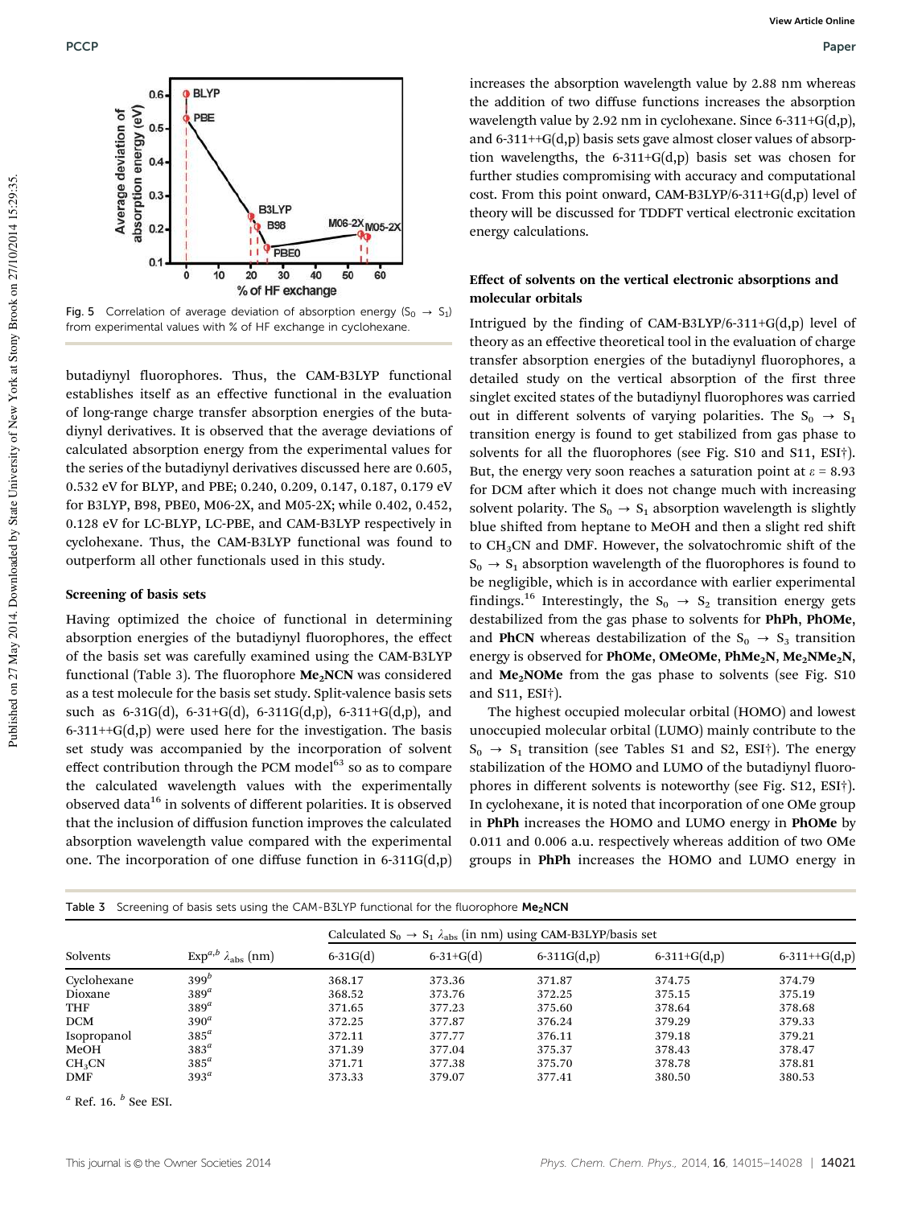Fig. 5 Correlation of average deviation of absorption energy ($S_0 \rightarrow S_1$) from experimental values with % of HF exchange in cyclohexane.

butadiynyl fluorophores. Thus, the CAM-B3LYP functional establishes itself as an effective functional in the evaluation of long-range charge transfer absorption energies of the butadiynyl derivatives. It is observed that the average deviations of calculated absorption energy from the experimental values for the series of the butadiynyl derivatives discussed here are 0.605, 0.532 eV for BLYP, and PBE; 0.240, 0.209, 0.147, 0.187, 0.179 eV for B3LYP, B98, PBE0, M06-2X, and M05-2X; while 0.402, 0.452, 0.128 eV for LC-BLYP, LC-PBE, and CAM-B3LYP respectively in cyclohexane. Thus, the CAM-B3LYP functional was found to outperform all other functionals used in this study.

### Screening of basis sets

Having optimized the choice of functional in determining absorption energies of the butadiynyl fluorophores, the effect of the basis set was carefully examined using the CAM-B3LYP functional (Table 3). The fluorophore **$Me_2NCN$** was considered as a test molecule for the basis set study. Split-valence basis sets such as 6-31G(d), 6-31+G(d), 6-311G(d,p), 6-311+G(d,p), and 6-311++G(d,p) were used here for the investigation. The basis set study was accompanied by the incorporation of solvent effect contribution through the PCM model[63] so as to compare the calculated wavelength values with the experimentally observed data[16] in solvents of different polarities. It is observed that the inclusion of diffusion function improves the calculated absorption wavelength value compared with the experimental one. The incorporation of one diffuse function in 6-311G(d,p) increases the absorption wavelength value by 2.88 nm whereas the addition of two diffuse functions increases the absorption wavelength value by 2.92 nm in cyclohexane. Since 6-311+G(d,p), and 6-311++G(d,p) basis sets gave almost closer values of absorption wavelengths, the 6-311+G(d,p) basis set was chosen for further studies compromising with accuracy and computational cost. From this point onward, CAM-B3LYP/6-311+G(d,p) level of theory will be discussed for TDDFT vertical electronic excitation energy calculations.

### Effect of solvents on the vertical electronic absorptions and molecular orbitals

Intrigued by the finding of CAM-B3LYP/6-311+G(d,p) level of theory as an effective theoretical tool in the evaluation of charge transfer absorption energies of the butadiynyl fluorophores, a detailed study on the vertical absorption of the first three singlet excited states of the butadiynyl fluorophores was carried out in different solvents of varying polarities. The $S_0 \rightarrow S_1$ transition energy is found to get stabilized from gas phase to solvents for all the fluorophores (see Fig. S10 and S11, ESI†). But, the energy very soon reaches a saturation point at $\varepsilon = 8.93$ for DCM after which it does not change much with increasing solvent polarity. The $S_0 \rightarrow S_1$ absorption wavelength is slightly blue shifted from heptane to MeOH and then a slight red shift to $CH_3CN$ and DMF. However, the solvatochromic shift of the $S_0 \rightarrow S_1$ absorption wavelength of the fluorophores is found to be negligible, which is in accordance with earlier experimental findings.[16] Interestingly, the $S_0 \rightarrow S_2$ transition energy gets destabilized from the gas phase to solvents for **PhPh**, **PhOMe**, and **PhCN** whereas destabilization of the $S_0 \rightarrow S_3$ transition energy is observed for **PhOMe**, **OMeOMe**, **$PhMe_2N$**, **$Me_2NMe_2N$**, and **$Me_2NOMe$** from the gas phase to solvents (see Fig. S10 and S11, ESI†).

The highest occupied molecular orbital (HOMO) and lowest unoccupied molecular orbital (LUMO) mainly contribute to the $S_0 \rightarrow S_1$ transition (see Tables S1 and S2, ESI†). The energy stabilization of the HOMO and LUMO of the butadiynyl fluorophores in different solvents is noteworthy (see Fig. S12, ESI†). In cyclohexane, it is noted that incorporation of one OMe group in **PhPh** increases the HOMO and LUMO energy in **PhOMe** by 0.011 and 0.006 a.u. respectively whereas addition of two OMe groups in **PhPh** increases the HOMO and LUMO energy in

Table 3 Screening of basis sets using the CAM-B3LYP functional for the fluorophore **$Me_2NCN$**

| Solvents | $Exp^{a,b}$ $\lambda_{abs}$ (nm) | Calculated $S_0 \rightarrow S_1$ $\lambda_{abs}$ (in nm) using CAM-B3LYP/basis set | | | | |
|---|---|---|---|---|---|---|
| | | 6-31G(d) | 6-31+G(d) | 6-311G(d,p) | 6-311+G(d,p) | 6-311++G(d,p) |
| Cyclohexane | 399[b] | 368.17 | 373.36 | 371.87 | 374.75 | 374.79 |
| Dioxane | 389[a] | 368.52 | 373.76 | 372.25 | 375.15 | 375.19 |
| THF | 389[a] | 371.65 | 377.23 | 375.60 | 378.64 | 378.68 |
| DCM | 390[a] | 372.25 | 377.87 | 376.24 | 379.29 | 379.33 |
| Isopropanol | 385[a] | 372.11 | 377.77 | 376.11 | 379.18 | 379.21 |
| MeOH | 383[a] | 371.39 | 377.04 | 375.37 | 378.43 | 378.47 |
| $CH_3CN$ | 385[a] | 371.71 | 377.38 | 375.70 | 378.78 | 378.81 |
| DMF | 393[a] | 373.33 | 379.07 | 377.41 | 380.50 | 380.53 |

[a] Ref. 16. [b] See ESI.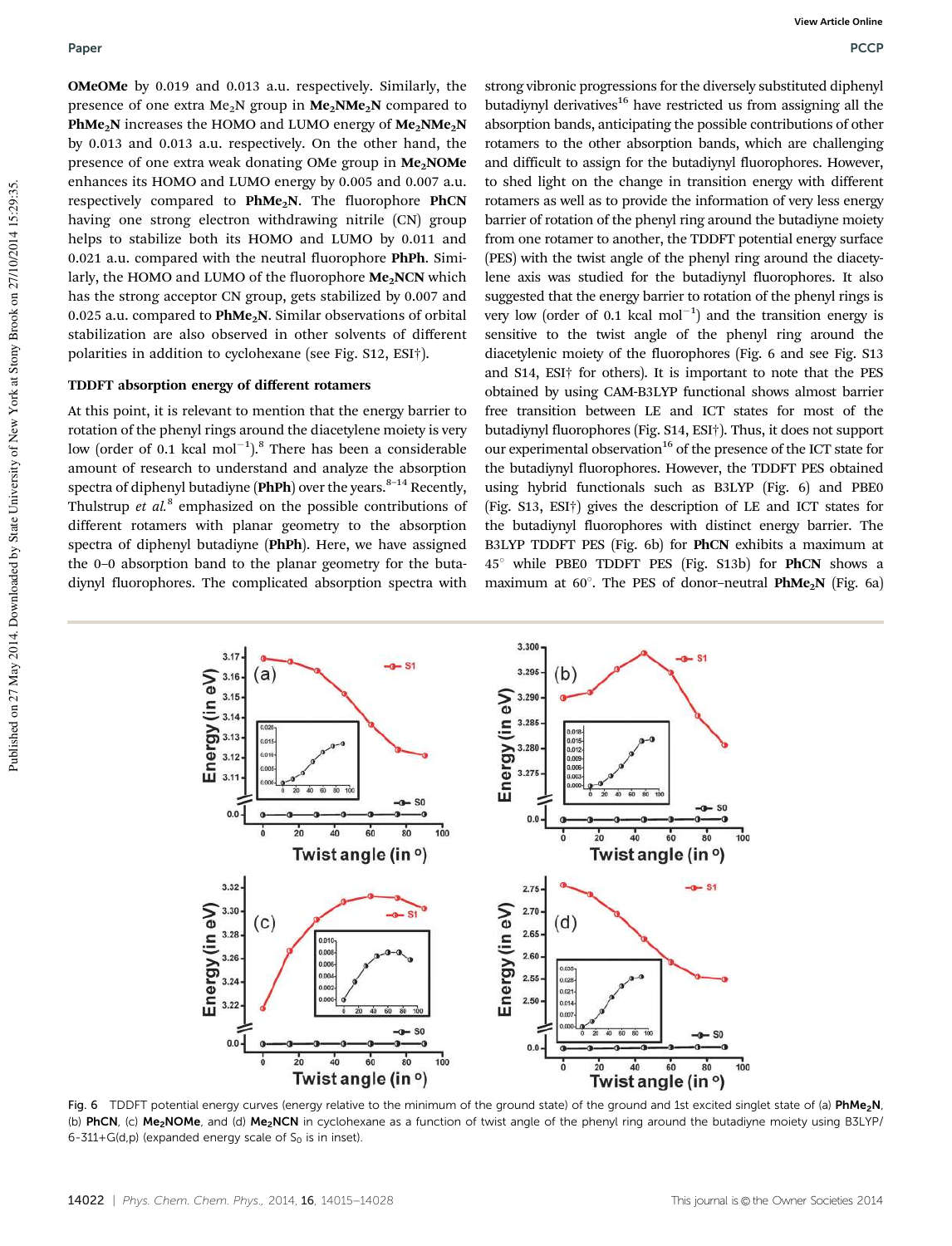**OMeOMe** by 0.019 and 0.013 a.u. respectively. Similarly, the presence of one extra $Me_2N$ group in $\mathbf{Me_2NMe_2N}$ compared to $\mathbf{PhMe_2N}$ increases the HOMO and LUMO energy of $\mathbf{Me_2NMe_2N}$ by 0.013 and 0.013 a.u. respectively. On the other hand, the presence of one extra weak donating OMe group in $\mathbf{Me_2NOMe}$ enhances its HOMO and LUMO energy by 0.005 and 0.007 a.u. respectively compared to $\mathbf{PhMe_2N}$. The fluorophore **PhCN** having one strong electron withdrawing nitrile (CN) group helps to stabilize both its HOMO and LUMO by 0.011 and 0.021 a.u. compared with the neutral fluorophore **PhPh**. Similarly, the HOMO and LUMO of the fluorophore $\mathbf{Me_2NCN}$ which has the strong acceptor CN group, gets stabilized by 0.007 and 0.025 a.u. compared to $\mathbf{PhMe_2N}$. Similar observations of orbital stabilization are also observed in other solvents of different polarities in addition to cyclohexane (see Fig. S12, ESI†).

### TDDFT absorption energy of different rotamers

At this point, it is relevant to mention that the energy barrier to rotation of the phenyl rings around the diacetylene moiety is very low (order of 0.1 kcal $mol^{-1}$).[8] There has been a considerable amount of research to understand and analyze the absorption spectra of diphenyl butadiyne (**PhPh**) over the years.[8–14] Recently, Thulstrup *et al.*[8] emphasized on the possible contributions of different rotamers with planar geometry to the absorption spectra of diphenyl butadiyne (**PhPh**). Here, we have assigned the 0–0 absorption band to the planar geometry for the butadiynyl fluorophores. The complicated absorption spectra with strong vibronic progressions for the diversely substituted diphenyl butadiynyl derivatives[16] have restricted us from assigning all the absorption bands, anticipating the possible contributions of other rotamers to the other absorption bands, which are challenging and difficult to assign for the butadiynyl fluorophores. However, to shed light on the change in transition energy with different rotamers as well as to provide the information of very less energy barrier of rotation of the phenyl ring around the butadiyne moiety from one rotamer to another, the TDDFT potential energy surface (PES) with the twist angle of the phenyl ring around the diacetylene axis was studied for the butadiynyl fluorophores. It also suggested that the energy barrier to rotation of the phenyl rings is very low (order of 0.1 kcal $mol^{-1}$) and the transition energy is sensitive to the twist angle of the phenyl ring around the diacetylenic moiety of the fluorophores (Fig. 6 and see Fig. S13 and S14, ESI† for others). It is important to note that the PES obtained by using CAM-B3LYP functional shows almost barrier free transition between LE and ICT states for most of the butadiynyl fluorophores (Fig. S14, ESI†). Thus, it does not support our experimental observation[16] of the presence of the ICT state for the butadiynyl fluorophores. However, the TDDFT PES obtained using hybrid functionals such as B3LYP (Fig. 6) and PBE0 (Fig. S13, ESI†) gives the description of LE and ICT states for the butadiynyl fluorophores with distinct energy barrier. The B3LYP TDDFT PES (Fig. 6b) for **PhCN** exhibits a maximum at 45° while PBE0 TDDFT PES (Fig. S13b) for **PhCN** shows a maximum at 60°. The PES of donor–neutral $\mathbf{PhMe_2N}$ (Fig. 6a)

Fig. 6 TDDFT potential energy curves (energy relative to the minimum of the ground state) of the ground and 1st excited singlet state of (a) $\mathbf{PhMe_2N}$, (b) **PhCN**, (c) $\mathbf{Me_2NOMe}$, and (d) $\mathbf{Me_2NCN}$ in cyclohexane as a function of twist angle of the phenyl ring around the butadiyne moiety using B3LYP/6-311+G(d,p) (expanded energy scale of $S_0$ is in inset).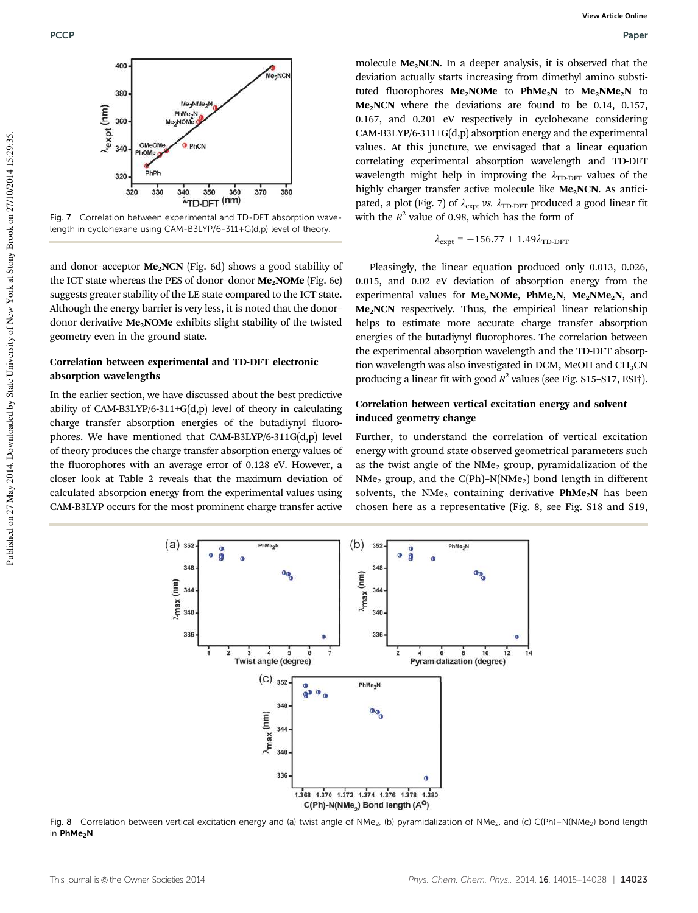Fig. 7 Correlation between experimental and TD-DFT absorption wavelength in cyclohexane using CAM-B3LYP/6-311+G(d,p) level of theory.

and donor–acceptor **$Me_2NCN$** (Fig. 6d) shows a good stability of the ICT state whereas the PES of donor–donor **$Me_2NOMe$** (Fig. 6c) suggests greater stability of the LE state compared to the ICT state. Although the energy barrier is very less, it is noted that the donor–donor derivative **$Me_2NOMe$** exhibits slight stability of the twisted geometry even in the ground state.

### Correlation between experimental and TD-DFT electronic absorption wavelengths

In the earlier section, we have discussed about the best predictive ability of CAM-B3LYP/6-311+G(d,p) level of theory in calculating charge transfer absorption energies of the butadiynyl fluorophores. We have mentioned that CAM-B3LYP/6-311G(d,p) level of theory produces the charge transfer absorption energy values of the fluorophores with an average error of 0.128 eV. However, a closer look at Table 2 reveals that the maximum deviation of calculated absorption energy from the experimental values using CAM-B3LYP occurs for the most prominent charge transfer active molecule **$Me_2NCN$**. In a deeper analysis, it is observed that the deviation actually starts increasing from dimethyl amino substituted fluorophores **$Me_2NOMe$** to **$PhMe_2N$** to **$Me_2NMe_2N$** to **$Me_2NCN$** where the deviations are found to be 0.14, 0.157, 0.167, and 0.201 eV respectively in cyclohexane considering CAM-B3LYP/6-311+G(d,p) absorption energy and the experimental values. At this juncture, we envisaged that a linear equation correlating experimental absorption wavelength and TD-DFT wavelength might help in improving the $\lambda_{TD\text{-}DFT}$ values of the highly charger transfer active molecule like **$Me_2NCN$**. As anticipated, a plot (Fig. 7) of $\lambda_{expt}$ *vs.* $\lambda_{TD\text{-}DFT}$ produced a good linear fit with the $R^2$ value of 0.98, which has the form of

$$\lambda_{expt} = -156.77 + 1.49\lambda_{TD\text{-}DFT}$$

Pleasingly, the linear equation produced only 0.013, 0.026, 0.015, and 0.02 eV deviation of absorption energy from the experimental values for **$Me_2NOMe$**, **$PhMe_2N$**, **$Me_2NMe_2N$**, and **$Me_2NCN$** respectively. Thus, the empirical linear relationship helps to estimate more accurate charge transfer absorption energies of the butadiynyl fluorophores. The correlation between the experimental absorption wavelength and the TD-DFT absorption wavelength was also investigated in DCM, MeOH and $CH_3CN$ producing a linear fit with good $R^2$ values (see Fig. S15–S17, ESI†).

### Correlation between vertical excitation energy and solvent induced geometry change

Further, to understand the correlation of vertical excitation energy with ground state observed geometrical parameters such as the twist angle of the $NMe_2$ group, pyramidalization of the $NMe_2$ group, and the C(Ph)–N($NMe_2$) bond length in different solvents, the $NMe_2$ containing derivative **$PhMe_2N$** has been chosen here as a representative (Fig. 8, see Fig. S18 and S19,

Fig. 8 Correlation between vertical excitation energy and (a) twist angle of $NMe_2$, (b) pyramidalization of $NMe_2$, and (c) C(Ph)–N($NMe_2$) bond length in **$PhMe_2N$**.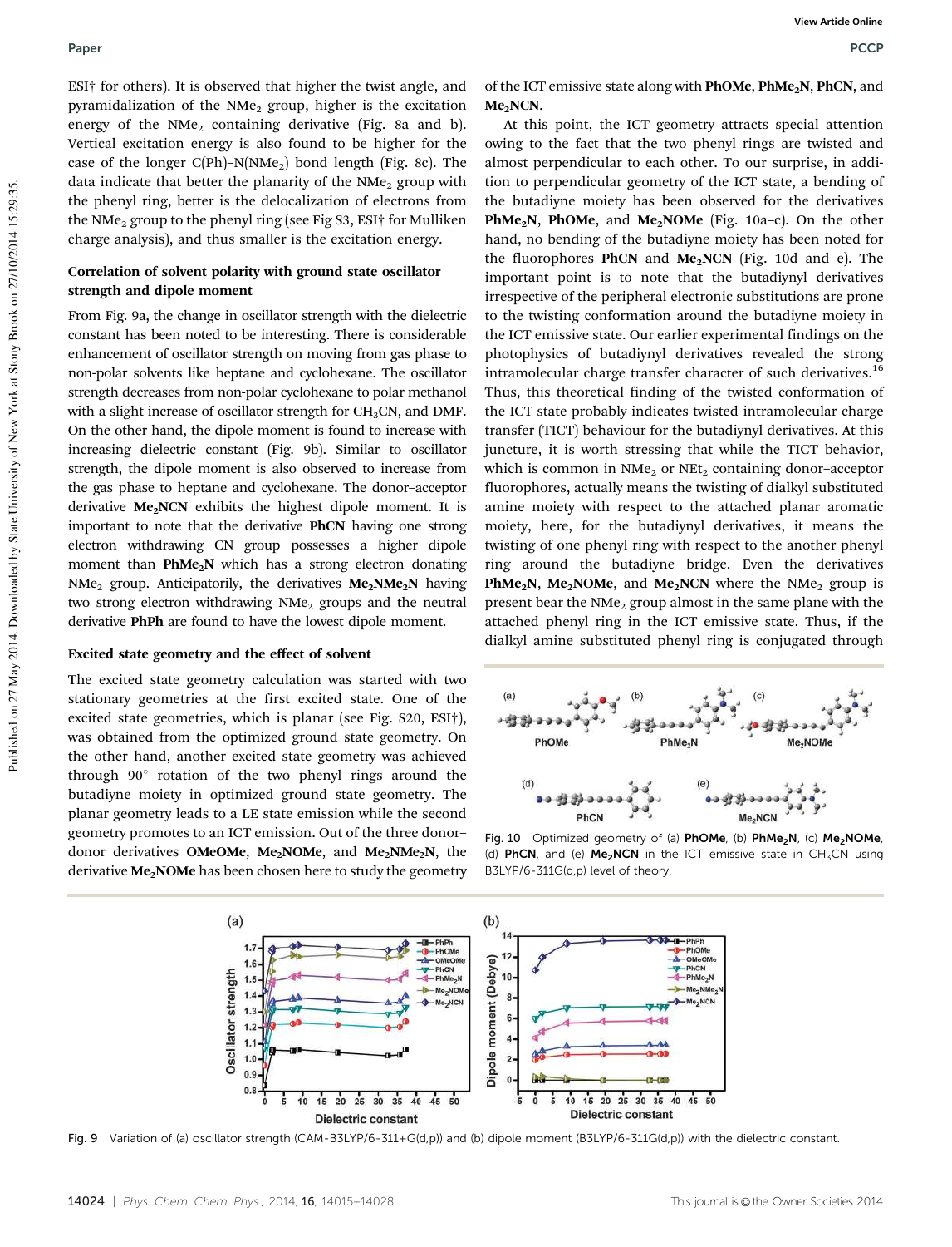ESI† for others). It is observed that higher the twist angle, and pyramidalization of the $NMe_2$ group, higher is the excitation energy of the $NMe_2$ containing derivative (Fig. 8a and b). Vertical excitation energy is also found to be higher for the case of the longer C(Ph)–N($NMe_2$) bond length (Fig. 8c). The data indicate that better the planarity of the $NMe_2$ group with the phenyl ring, better is the delocalization of electrons from the $NMe_2$ group to the phenyl ring (see Fig S3, ESI† for Mulliken charge analysis), and thus smaller is the excitation energy.

### Correlation of solvent polarity with ground state oscillator strength and dipole moment

From Fig. 9a, the change in oscillator strength with the dielectric constant has been noted to be interesting. There is considerable enhancement of oscillator strength on moving from gas phase to non-polar solvents like heptane and cyclohexane. The oscillator strength decreases from non-polar cyclohexane to polar methanol with a slight increase of oscillator strength for $CH_3CN$, and DMF. On the other hand, the dipole moment is found to increase with increasing dielectric constant (Fig. 9b). Similar to oscillator strength, the dipole moment is also observed to increase from the gas phase to heptane and cyclohexane. The donor–acceptor derivative **$Me_2NCN$** exhibits the highest dipole moment. It is important to note that the derivative **PhCN** having one strong electron withdrawing CN group possesses a higher dipole moment than **$PhMe_2N$** which has a strong electron donating $NMe_2$ group. Anticipatorily, the derivatives **$Me_2NMe_2N$** having two strong electron withdrawing $NMe_2$ groups and the neutral derivative **PhPh** are found to have the lowest dipole moment.

### Excited state geometry and the effect of solvent

The excited state geometry calculation was started with two stationary geometries at the first excited state. One of the excited state geometries, which is planar (see Fig. S20, ESI†), was obtained from the optimized ground state geometry. On the other hand, another excited state geometry was achieved through 90° rotation of the two phenyl rings around the butadiyne moiety in optimized ground state geometry. The planar geometry leads to a LE state emission while the second geometry promotes to an ICT emission. Out of the three donor–donor derivatives **OMeOMe**, **$Me_2NOMe$**, and **$Me_2NMe_2N$**, the derivative **$Me_2NOMe$** has been chosen here to study the geometry of the ICT emissive state along with **PhOMe**, **$PhMe_2N$**, **PhCN**, and **$Me_2NCN$**.

At this point, the ICT geometry attracts special attention owing to the fact that the two phenyl rings are twisted and almost perpendicular to each other. To our surprise, in addition to perpendicular geometry of the ICT state, a bending of the butadiyne moiety has been observed for the derivatives **$PhMe_2N$**, **PhOMe**, and **$Me_2NOMe$** (Fig. 10a–c). On the other hand, no bending of the butadiyne moiety has been noted for the fluorophores **PhCN** and **$Me_2NCN$** (Fig. 10d and e). The important point is to note that the butadiynyl derivatives irrespective of the peripheral electronic substitutions are prone to the twisting conformation around the butadiyne moiety in the ICT emissive state. Our earlier experimental findings on the photophysics of butadiynyl derivatives revealed the strong intramolecular charge transfer character of such derivatives.[16] Thus, this theoretical finding of the twisted conformation of the ICT state probably indicates twisted intramolecular charge transfer (TICT) behaviour for the butadiynyl derivatives. At this juncture, it is worth stressing that while the TICT behavior, which is common in $NMe_2$ or $NEt_2$ containing donor–acceptor fluorophores, actually means the twisting of dialkyl substituted amine moiety with respect to the attached planar aromatic moiety, here, for the butadiynyl derivatives, it means the twisting of one phenyl ring with respect to the another phenyl ring around the butadiyne bridge. Even the derivatives **$PhMe_2N$**, **$Me_2NOMe$**, and **$Me_2NCN$** where the $NMe_2$ group is present bear the $NMe_2$ group almost in the same plane with the attached phenyl ring in the ICT emissive state. Thus, if the dialkyl amine substituted phenyl ring is conjugated through

Fig. 10 Optimized geometry of (a) **PhOMe**, (b) **$PhMe_2N$**, (c) **$Me_2NOMe$**, (d) **PhCN**, and (e) **$Me_2NCN$** in the ICT emissive state in $CH_3CN$ using B3LYP/6-311G(d,p) level of theory.

Fig. 9 Variation of (a) oscillator strength (CAM-B3LYP/6-311+G(d,p)) and (b) dipole moment (B3LYP/6-311G(d,p)) with the dielectric constant.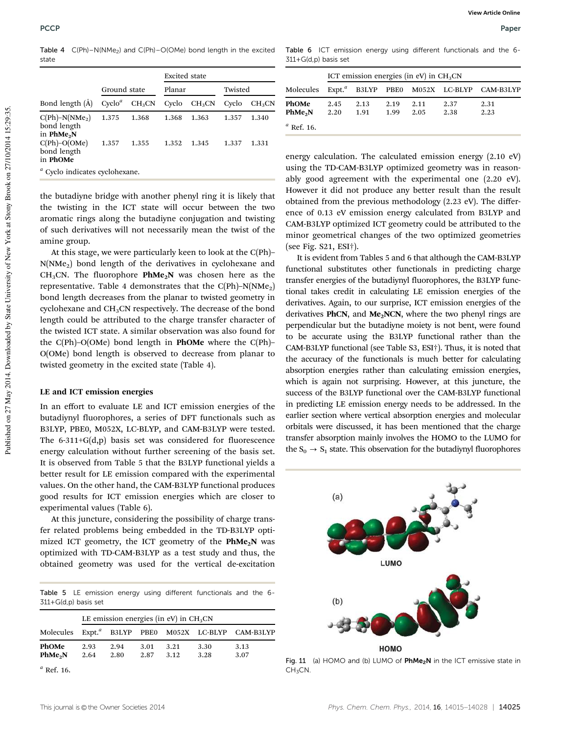**Table 4** C(Ph)–N($NMe_2$) and C(Ph)–O(OMe) bond length in the excited state

| | Ground state | | Excited state | | | |
|---|---|---|---|---|---|---|
| | | | Planar | | Twisted | |
| Bond length (Å) | Cyclo[a] | $CH_3CN$ | Cyclo | $CH_3CN$ | Cyclo | $CH_3CN$ |
| C(Ph)–N($NMe_2$) bond length in **PhMe$_2$N** | 1.375 | 1.368 | 1.368 | 1.363 | 1.357 | 1.340 |
| C(Ph)–O(OMe) bond length in **PhOMe** | 1.357 | 1.355 | 1.352 | 1.345 | 1.337 | 1.331 |

[a] Cyclo indicates cyclohexane.

the butadiyne bridge with another phenyl ring it is likely that the twisting in the ICT state will occur between the two aromatic rings along the butadiyne conjugation and twisting of such derivatives will not necessarily mean the twist of the amine group.

At this stage, we were particularly keen to look at the C(Ph)–N($NMe_2$) bond length of the derivatives in cyclohexane and $CH_3CN$. The fluorophore **PhMe$_2$N** was chosen here as the representative. Table 4 demonstrates that the C(Ph)–N($NMe_2$) bond length decreases from the planar to twisted geometry in cyclohexane and $CH_3CN$ respectively. The decrease of the bond length could be attributed to the charge transfer character of the twisted ICT state. A similar observation was also found for the C(Ph)–O(OMe) bond length in **PhOMe** where the C(Ph)–O(OMe) bond length is observed to decrease from planar to twisted geometry in the excited state (Table 4).

### LE and ICT emission energies

In an effort to evaluate LE and ICT emission energies of the butadiynyl fluorophores, a series of DFT functionals such as B3LYP, PBE0, M052X, LC-BLYP, and CAM-B3LYP were tested. The 6-311+G(d,p) basis set was considered for fluorescence energy calculation without further screening of the basis set. It is observed from Table 5 that the B3LYP functional yields a better result for LE emission compared with the experimental values. On the other hand, the CAM-B3LYP functional produces good results for ICT emission energies which are closer to experimental values (Table 6).

At this juncture, considering the possibility of charge transfer related problems being embedded in the TD-B3LYP optimized ICT geometry, the ICT geometry of the **PhMe$_2$N** was optimized with TD-CAM-B3LYP as a test study and thus, the obtained geometry was used for the vertical de-excitation

**Table 5** LE emission energy using different functionals and the 6-311+G(d,p) basis set

| | LE emission energies (in eV) in $CH_3CN$ | | | | | |
|---|---|---|---|---|---|---|
| Molecules | Expt.[a] | B3LYP | PBE0 | M052X | LC-BLYP | CAM-B3LYP |
| **PhOMe** | 2.93 | 2.94 | 3.01 | 3.21 | 3.30 | 3.13 |
| **PhMe$_2$N** | 2.64 | 2.80 | 2.87 | 3.12 | 3.28 | 3.07 |

[a] Ref. 16.

**Table 6** ICT emission energy using different functionals and the 6-311+G(d,p) basis set

| | ICT emission energies (in eV) in $CH_3CN$ | | | | | |
|---|---|---|---|---|---|---|
| Molecules | Expt.[a] | B3LYP | PBE0 | M052X | LC-BLYP | CAM-B3LYP |
| **PhOMe** | 2.45 | 2.13 | 2.19 | 2.11 | 2.37 | 2.31 |
| **PhMe$_2$N** | 2.20 | 1.91 | 1.99 | 2.05 | 2.38 | 2.23 |

[a] Ref. 16.

energy calculation. The calculated emission energy (2.10 eV) using the TD-CAM-B3LYP optimized geometry was in reasonably good agreement with the experimental one (2.20 eV). However it did not produce any better result than the result obtained from the previous methodology (2.23 eV). The difference of 0.13 eV emission energy calculated from B3LYP and CAM-B3LYP optimized ICT geometry could be attributed to the minor geometrical changes of the two optimized geometries (see Fig. S21, ESI†).

It is evident from Tables 5 and 6 that although the CAM-B3LYP functional substitutes other functionals in predicting charge transfer energies of the butadiynyl fluorophores, the B3LYP functional takes credit in calculating LE emission energies of the derivatives. Again, to our surprise, ICT emission energies of the derivatives **PhCN**, and **Me$_2$NCN**, where the two phenyl rings are perpendicular but the butadiyne moiety is not bent, were found to be accurate using the B3LYP functional rather than the CAM-B3LYP functional (see Table S3, ESI†). Thus, it is noted that the accuracy of the functionals is much better for calculating absorption energies rather than calculating emission energies, which is again not surprising. However, at this juncture, the success of the B3LYP functional over the CAM-B3LYP functional in predicting LE emission energy needs to be addressed. In the earlier section where vertical absorption energies and molecular orbitals were discussed, it has been mentioned that the charge transfer absorption mainly involves the HOMO to the LUMO for the $S_0 \rightarrow S_1$ state. This observation for the butadiynyl fluorophores

**Fig. 11** (a) HOMO and (b) LUMO of **PhMe$_2$N** in the ICT emissive state in $CH_3CN$.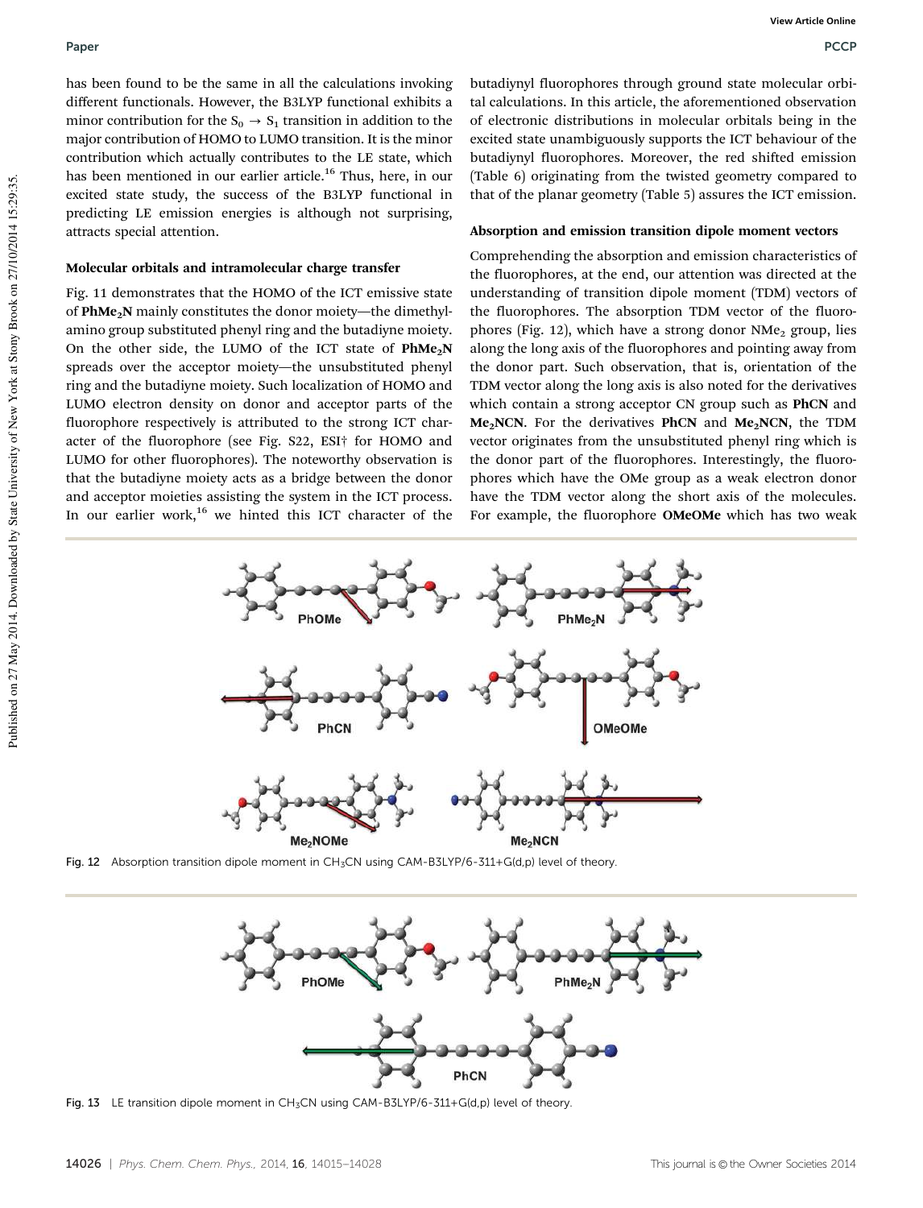has been found to be the same in all the calculations invoking different functionals. However, the B3LYP functional exhibits a minor contribution for the $S_0 \rightarrow S_1$ transition in addition to the major contribution of HOMO to LUMO transition. It is the minor contribution which actually contributes to the LE state, which has been mentioned in our earlier article.[16] Thus, here, in our excited state study, the success of the B3LYP functional in predicting LE emission energies is although not surprising, attracts special attention.

### Molecular orbitals and intramolecular charge transfer

Fig. 11 demonstrates that the HOMO of the ICT emissive state of **PhMe$_2$N** mainly constitutes the donor moiety—the dimethylamino group substituted phenyl ring and the butadiyne moiety. On the other side, the LUMO of the ICT state of **PhMe$_2$N** spreads over the acceptor moiety—the unsubstituted phenyl ring and the butadiyne moiety. Such localization of HOMO and LUMO electron density on donor and acceptor parts of the fluorophore respectively is attributed to the strong ICT character of the fluorophore (see Fig. S22, ESI† for HOMO and LUMO for other fluorophores). The noteworthy observation is that the butadiyne moiety acts as a bridge between the donor and acceptor moieties assisting the system in the ICT process. In our earlier work,[16] we hinted this ICT character of the butadiynyl fluorophores through ground state molecular orbital calculations. In this article, the aforementioned observation of electronic distributions in molecular orbitals being in the excited state unambiguously supports the ICT behaviour of the butadiynyl fluorophores. Moreover, the red shifted emission (Table 6) originating from the twisted geometry compared to that of the planar geometry (Table 5) assures the ICT emission.

### Absorption and emission transition dipole moment vectors

Comprehending the absorption and emission characteristics of the fluorophores, at the end, our attention was directed at the understanding of transition dipole moment (TDM) vectors of the fluorophores. The absorption TDM vector of the fluorophores (Fig. 12), which have a strong donor NMe$_2$ group, lies along the long axis of the fluorophores and pointing away from the donor part. Such observation, that is, orientation of the TDM vector along the long axis is also noted for the derivatives which contain a strong acceptor CN group such as **PhCN** and **Me$_2$NCN**. For the derivatives **PhCN** and **Me$_2$NCN**, the TDM vector originates from the unsubstituted phenyl ring which is the donor part of the fluorophores. Interestingly, the fluorophores which have the OMe group as a weak electron donor have the TDM vector along the short axis of the molecules. For example, the fluorophore **OMeOMe** which has two weak

Fig. 12 Absorption transition dipole moment in $CH_3CN$ using CAM-B3LYP/6-311+G(d,p) level of theory.

Fig. 13 LE transition dipole moment in $CH_3CN$ using CAM-B3LYP/6-311+G(d,p) level of theory.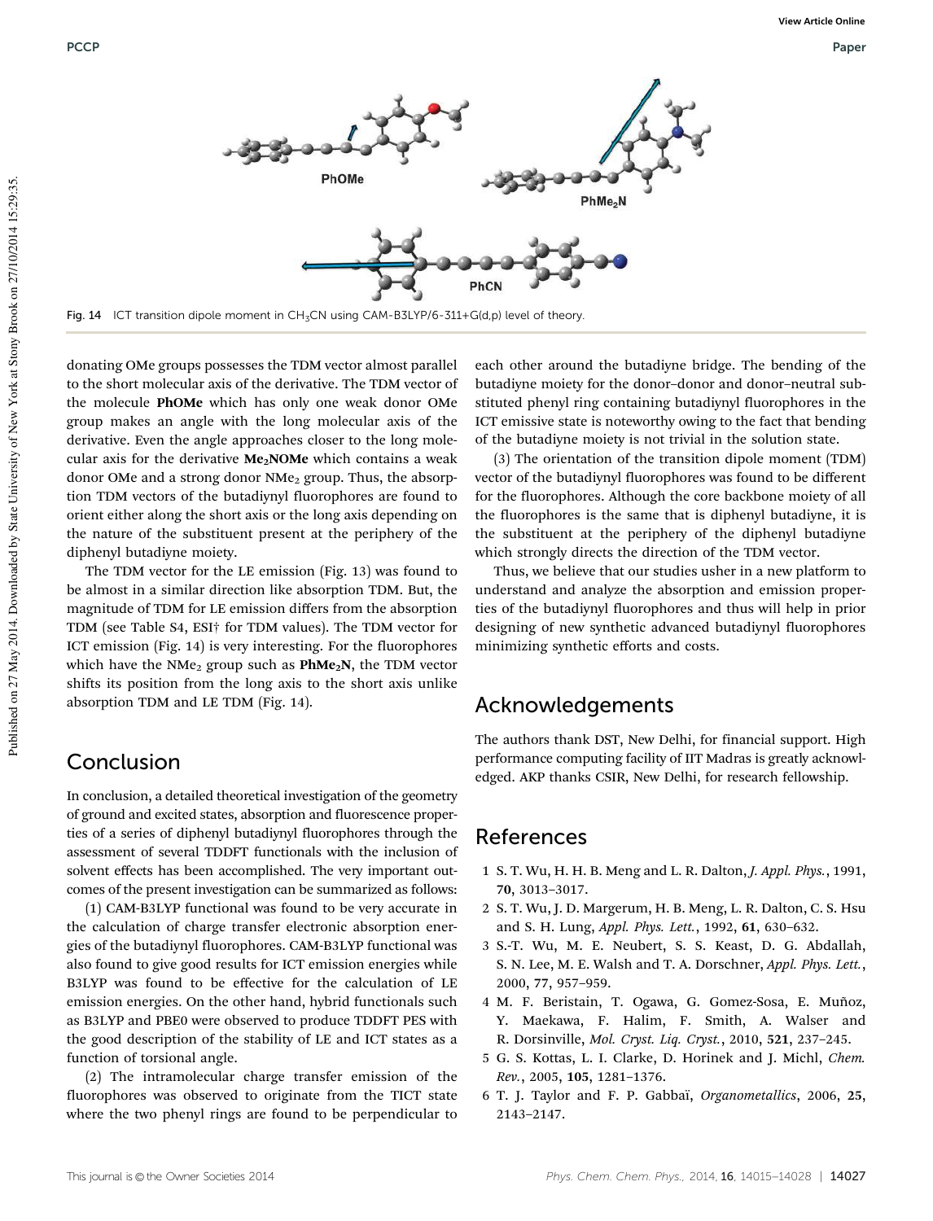Fig. 14 ICT transition dipole moment in $CH_3CN$ using CAM-B3LYP/6-311+G(d,p) level of theory.

donating OMe groups possesses the TDM vector almost parallel to the short molecular axis of the derivative. The TDM vector of the molecule **PhOMe** which has only one weak donor OMe group makes an angle with the long molecular axis of the derivative. Even the angle approaches closer to the long molecular axis for the derivative **$Me_2$NOMe** which contains a weak donor OMe and a strong donor $NMe_2$ group. Thus, the absorption TDM vectors of the butadiynyl fluorophores are found to orient either along the short axis or the long axis depending on the nature of the substituent present at the periphery of the diphenyl butadiyne moiety.

The TDM vector for the LE emission (Fig. 13) was found to be almost in a similar direction like absorption TDM. But, the magnitude of TDM for LE emission differs from the absorption TDM (see Table S4, ESI† for TDM values). The TDM vector for ICT emission (Fig. 14) is very interesting. For the fluorophores which have the $NMe_2$ group such as **Ph$Me_2$N**, the TDM vector shifts its position from the long axis to the short axis unlike absorption TDM and LE TDM (Fig. 14).

## Conclusion

In conclusion, a detailed theoretical investigation of the geometry of ground and excited states, absorption and fluorescence properties of a series of diphenyl butadiynyl fluorophores through the assessment of several TDDFT functionals with the inclusion of solvent effects has been accomplished. The very important outcomes of the present investigation can be summarized as follows:

(1) CAM-B3LYP functional was found to be very accurate in the calculation of charge transfer electronic absorption energies of the butadiynyl fluorophores. CAM-B3LYP functional was also found to give good results for ICT emission energies while B3LYP was found to be effective for the calculation of LE emission energies. On the other hand, hybrid functionals such as B3LYP and PBE0 were observed to produce TDDFT PES with the good description of the stability of LE and ICT states as a function of torsional angle.

(2) The intramolecular charge transfer emission of the fluorophores was observed to originate from the TICT state where the two phenyl rings are found to be perpendicular to each other around the butadiyne bridge. The bending of the butadiyne moiety for the donor–donor and donor–neutral substituted phenyl ring containing butadiynyl fluorophores in the ICT emissive state is noteworthy owing to the fact that bending of the butadiyne moiety is not trivial in the solution state.

(3) The orientation of the transition dipole moment (TDM) vector of the butadiynyl fluorophores was found to be different for the fluorophores. Although the core backbone moiety of all the fluorophores is the same that is diphenyl butadiyne, it is the substituent at the periphery of the diphenyl butadiyne which strongly directs the direction of the TDM vector.

Thus, we believe that our studies usher in a new platform to understand and analyze the absorption and emission properties of the butadiynyl fluorophores and thus will help in prior designing of new synthetic advanced butadiynyl fluorophores minimizing synthetic efforts and costs.

## Acknowledgements

The authors thank DST, New Delhi, for financial support. High performance computing facility of IIT Madras is greatly acknowledged. AKP thanks CSIR, New Delhi, for research fellowship.

## References

1. S. T. Wu, H. H. B. Meng and L. R. Dalton, *J. Appl. Phys.*, 1991, **70**, 3013–3017.
2. S. T. Wu, J. D. Margerum, H. B. Meng, L. R. Dalton, C. S. Hsu and S. H. Lung, *Appl. Phys. Lett.*, 1992, **61**, 630–632.
3. S.-T. Wu, M. E. Neubert, S. S. Keast, D. G. Abdallah, S. N. Lee, M. E. Walsh and T. A. Dorschner, *Appl. Phys. Lett.*, 2000, **77**, 957–959.
4. M. F. Beristain, T. Ogawa, G. Gomez-Sosa, E. Muñoz, Y. Maekawa, F. Halim, F. Smith, A. Walser and R. Dorsinville, *Mol. Cryst. Liq. Cryst.*, 2010, **521**, 237–245.
5. G. S. Kottas, L. I. Clarke, D. Horinek and J. Michl, *Chem. Rev.*, 2005, **105**, 1281–1376.
6. T. J. Taylor and F. P. Gabbaï, *Organometallics*, 2006, **25**, 2143–2147.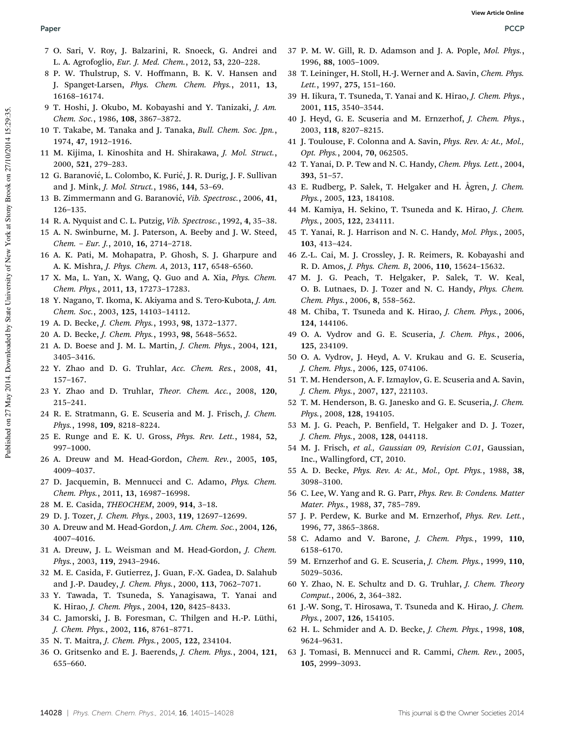7 O. Sari, V. Roy, J. Balzarini, R. Snoeck, G. Andrei and L. A. Agrofoglio, *Eur. J. Med. Chem.*, 2012, **53**, 220–228.

8 P. W. Thulstrup, S. V. Hoffmann, B. K. V. Hansen and J. Spanget-Larsen, *Phys. Chem. Chem. Phys.*, 2011, **13**, 16168–16174.

9 T. Hoshi, J. Okubo, M. Kobayashi and Y. Tanizaki, *J. Am. Chem. Soc.*, 1986, **108**, 3867–3872.

10 T. Takabe, M. Tanaka and J. Tanaka, *Bull. Chem. Soc. Jpn.*, 1974, **47**, 1912–1916.

11 M. Kijima, I. Kinoshita and H. Shirakawa, *J. Mol. Struct.*, 2000, **521**, 279–283.

12 G. Baranović, L. Colombo, K. Furić, J. R. Durig, J. F. Sullivan and J. Mink, *J. Mol. Struct.*, 1986, **144**, 53–69.

13 B. Zimmermann and G. Baranović, *Vib. Spectrosc.*, 2006, **41**, 126–135.

14 R. A. Nyquist and C. L. Putzig, *Vib. Spectrosc.*, 1992, **4**, 35–38.

15 A. N. Swinburne, M. J. Paterson, A. Beeby and J. W. Steed, *Chem. – Eur. J.*, 2010, **16**, 2714–2718.

16 A. K. Pati, M. Mohapatra, P. Ghosh, S. J. Gharpure and A. K. Mishra, *J. Phys. Chem. A*, 2013, **117**, 6548–6560.

17 X. Ma, L. Yan, X. Wang, Q. Guo and A. Xia, *Phys. Chem. Chem. Phys.*, 2011, **13**, 17273–17283.

18 Y. Nagano, T. Ikoma, K. Akiyama and S. Tero-Kubota, *J. Am. Chem. Soc.*, 2003, **125**, 14103–14112.

19 A. D. Becke, *J. Chem. Phys.*, 1993, **98**, 1372–1377.

20 A. D. Becke, *J. Chem. Phys.*, 1993, **98**, 5648–5652.

21 A. D. Boese and J. M. L. Martin, *J. Chem. Phys.*, 2004, **121**, 3405–3416.

22 Y. Zhao and D. G. Truhlar, *Acc. Chem. Res.*, 2008, **41**, 157–167.

23 Y. Zhao and D. Truhlar, *Theor. Chem. Acc.*, 2008, **120**, 215–241.

24 R. E. Stratmann, G. E. Scuseria and M. J. Frisch, *J. Chem. Phys.*, 1998, **109**, 8218–8224.

25 E. Runge and E. K. U. Gross, *Phys. Rev. Lett.*, 1984, **52**, 997–1000.

26 A. Dreuw and M. Head-Gordon, *Chem. Rev.*, 2005, **105**, 4009–4037.

27 D. Jacquemin, B. Mennucci and C. Adamo, *Phys. Chem. Chem. Phys.*, 2011, **13**, 16987–16998.

28 M. E. Casida, *THEOCHEM*, 2009, **914**, 3–18.

29 D. J. Tozer, *J. Chem. Phys.*, 2003, **119**, 12697–12699.

30 A. Dreuw and M. Head-Gordon, *J. Am. Chem. Soc.*, 2004, **126**, 4007–4016.

31 A. Dreuw, J. L. Weisman and M. Head-Gordon, *J. Chem. Phys.*, 2003, **119**, 2943–2946.

32 M. E. Casida, F. Gutierrez, J. Guan, F.-X. Gadea, D. Salahub and J.-P. Daudey, *J. Chem. Phys.*, 2000, **113**, 7062–7071.

33 Y. Tawada, T. Tsuneda, S. Yanagisawa, T. Yanai and K. Hirao, *J. Chem. Phys.*, 2004, **120**, 8425–8433.

34 C. Jamorski, J. B. Foresman, C. Thilgen and H.-P. Lüthi, *J. Chem. Phys.*, 2002, **116**, 8761–8771.

35 N. T. Maitra, *J. Chem. Phys.*, 2005, **122**, 234104.

36 O. Gritsenko and E. J. Baerends, *J. Chem. Phys.*, 2004, **121**, 655–660.

37 P. M. W. Gill, R. D. Adamson and J. A. Pople, *Mol. Phys.*, 1996, **88**, 1005–1009.

38 T. Leininger, H. Stoll, H.-J. Werner and A. Savin, *Chem. Phys. Lett.*, 1997, **275**, 151–160.

39 H. Iikura, T. Tsuneda, T. Yanai and K. Hirao, *J. Chem. Phys.*, 2001, **115**, 3540–3544.

40 J. Heyd, G. E. Scuseria and M. Ernzerhof, *J. Chem. Phys.*, 2003, **118**, 8207–8215.

41 J. Toulouse, F. Colonna and A. Savin, *Phys. Rev. A: At., Mol., Opt. Phys.*, 2004, **70**, 062505.

42 T. Yanai, D. P. Tew and N. C. Handy, *Chem. Phys. Lett.*, 2004, **393**, 51–57.

43 E. Rudberg, P. Sałek, T. Helgaker and H. Ågren, *J. Chem. Phys.*, 2005, **123**, 184108.

44 M. Kamiya, H. Sekino, T. Tsuneda and K. Hirao, *J. Chem. Phys.*, 2005, **122**, 234111.

45 T. Yanai, R. J. Harrison and N. C. Handy, *Mol. Phys.*, 2005, **103**, 413–424.

46 Z.-L. Cai, M. J. Crossley, J. R. Reimers, R. Kobayashi and R. D. Amos, *J. Phys. Chem. B*, 2006, **110**, 15624–15632.

47 M. J. G. Peach, T. Helgaker, P. Salek, T. W. Keal, O. B. Lutnaes, D. J. Tozer and N. C. Handy, *Phys. Chem. Chem. Phys.*, 2006, **8**, 558–562.

48 M. Chiba, T. Tsuneda and K. Hirao, *J. Chem. Phys.*, 2006, **124**, 144106.

49 O. A. Vydrov and G. E. Scuseria, *J. Chem. Phys.*, 2006, **125**, 234109.

50 O. A. Vydrov, J. Heyd, A. V. Krukau and G. E. Scuseria, *J. Chem. Phys.*, 2006, **125**, 074106.

51 T. M. Henderson, A. F. Izmaylov, G. E. Scuseria and A. Savin, *J. Chem. Phys.*, 2007, **127**, 221103.

52 T. M. Henderson, B. G. Janesko and G. E. Scuseria, *J. Chem. Phys.*, 2008, **128**, 194105.

53 M. J. G. Peach, P. Benfield, T. Helgaker and D. J. Tozer, *J. Chem. Phys.*, 2008, **128**, 044118.

54 M. J. Frisch, *et al., Gaussian 09, Revision C.01*, Gaussian, Inc., Wallingford, CT, 2010.

55 A. D. Becke, *Phys. Rev. A: At., Mol., Opt. Phys.*, 1988, **38**, 3098–3100.

56 C. Lee, W. Yang and R. G. Parr, *Phys. Rev. B: Condens. Matter Mater. Phys.*, 1988, **37**, 785–789.

57 J. P. Perdew, K. Burke and M. Ernzerhof, *Phys. Rev. Lett.*, 1996, **77**, 3865–3868.

58 C. Adamo and V. Barone, *J. Chem. Phys.*, 1999, **110**, 6158–6170.

59 M. Ernzerhof and G. E. Scuseria, *J. Chem. Phys.*, 1999, **110**, 5029–5036.

60 Y. Zhao, N. E. Schultz and D. G. Truhlar, *J. Chem. Theory Comput.*, 2006, **2**, 364–382.

61 J.-W. Song, T. Hirosawa, T. Tsuneda and K. Hirao, *J. Chem. Phys.*, 2007, **126**, 154105.

62 H. L. Schmider and A. D. Becke, *J. Chem. Phys.*, 1998, **108**, 9624–9631.

63 J. Tomasi, B. Mennucci and R. Cammi, *Chem. Rev.*, 2005, **105**, 2999–3093.